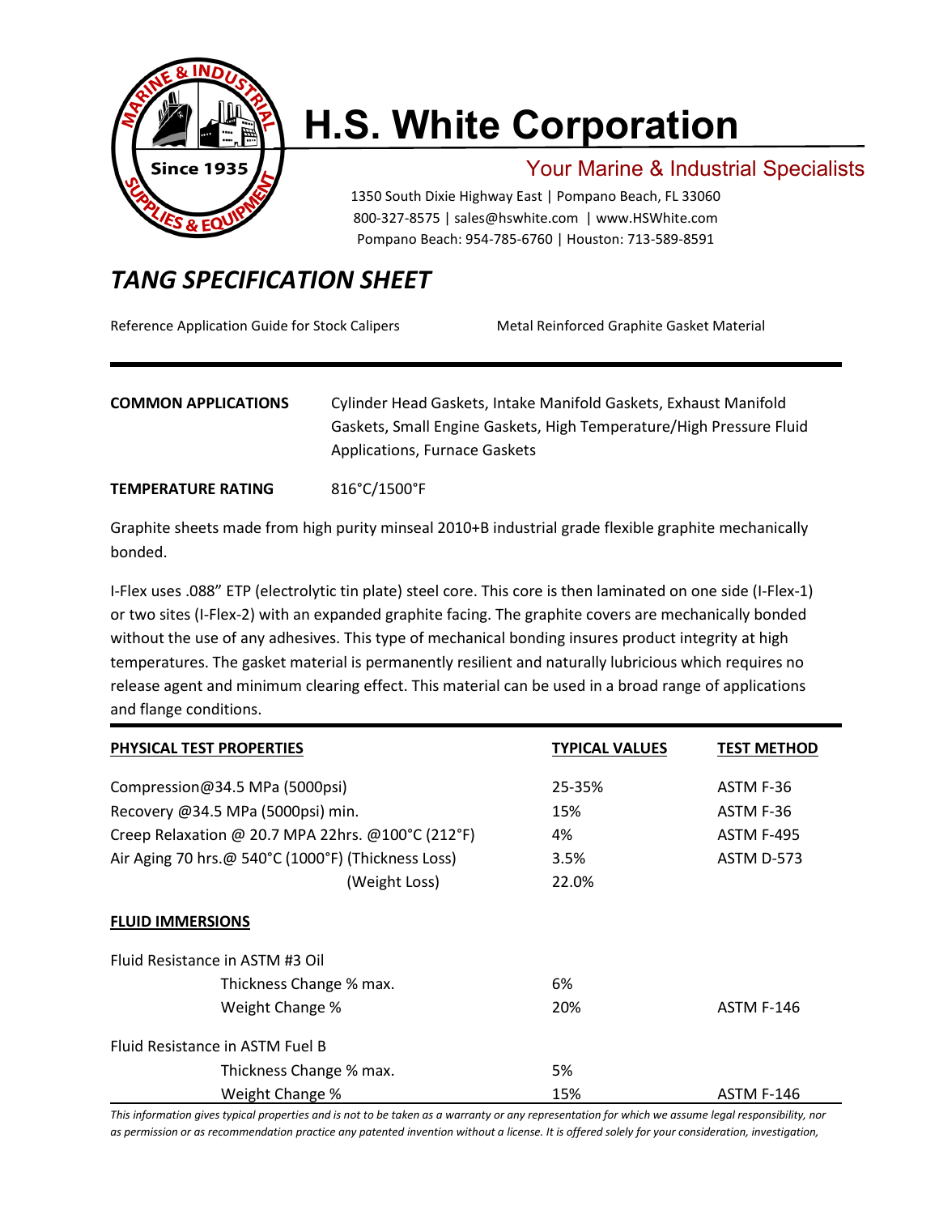# H.S. White Corporation

Since 1935 — Marine & Industrial Supplies & Equipment

Your Marine & Industrial Specialists

1350 South Dixie Highway East | Pompano Beach, FL 33060
800-327-8575 | sales@hswhite.com | www.HSWhite.com
Pompano Beach: 954-785-6760 | Houston: 713-589-8591

## *TANG SPECIFICATION SHEET*

Reference Application Guide for Stock Calipers    Metal Reinforced Graphite Gasket Material

---

**COMMON APPLICATIONS** Cylinder Head Gaskets, Intake Manifold Gaskets, Exhaust Manifold Gaskets, Small Engine Gaskets, High Temperature/High Pressure Fluid Applications, Furnace Gaskets

**TEMPERATURE RATING** 816°C/1500°F

Graphite sheets made from high purity minseal 2010+B industrial grade flexible graphite mechanically bonded.

I-Flex uses .088" ETP (electrolytic tin plate) steel core. This core is then laminated on one side (I-Flex-1) or two sites (I-Flex-2) with an expanded graphite facing. The graphite covers are mechanically bonded without the use of any adhesives. This type of mechanical bonding insures product integrity at high temperatures. The gasket material is permanently resilient and naturally lubricious which requires no release agent and minimum clearing effect. This material can be used in a broad range of applications and flange conditions.

| PHYSICAL TEST PROPERTIES | TYPICAL VALUES | TEST METHOD |
|---|---|---|
| Compression@34.5 MPa (5000psi) | 25-35% | ASTM F-36 |
| Recovery @34.5 MPa (5000psi) min. | 15% | ASTM F-36 |
| Creep Relaxation @ 20.7 MPA 22hrs. @100°C (212°F) | 4% | ASTM F-495 |
| Air Aging 70 hrs.@ 540°C (1000°F) (Thickness Loss) | 3.5% | ASTM D-573 |
| (Weight Loss) | 22.0% | |
| **FLUID IMMERSIONS** | | |
| Fluid Resistance in ASTM #3 Oil | | |
| Thickness Change % max. | 6% | |
| Weight Change % | 20% | ASTM F-146 |
| Fluid Resistance in ASTM Fuel B | | |
| Thickness Change % max. | 5% | |
| Weight Change % | 15% | ASTM F-146 |

*This information gives typical properties and is not to be taken as a warranty or any representation for which we assume legal responsibility, nor as permission or as recommendation practice any patented invention without a license. It is offered solely for your consideration, investigation,*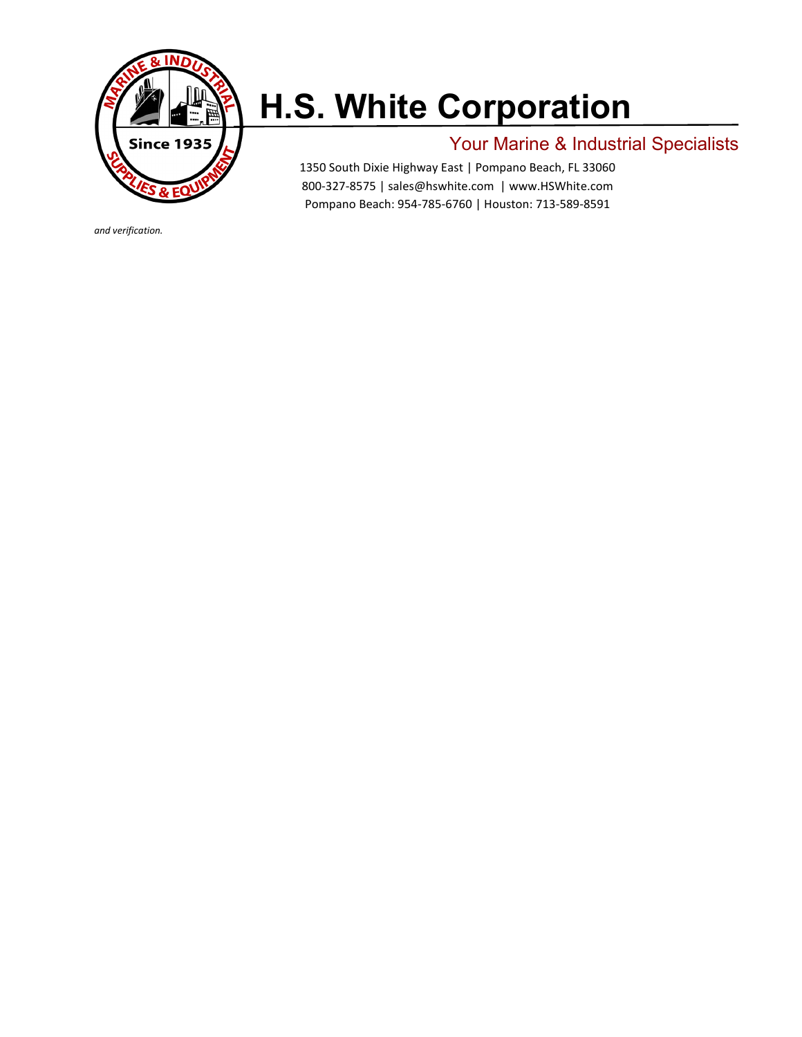*and verification.*